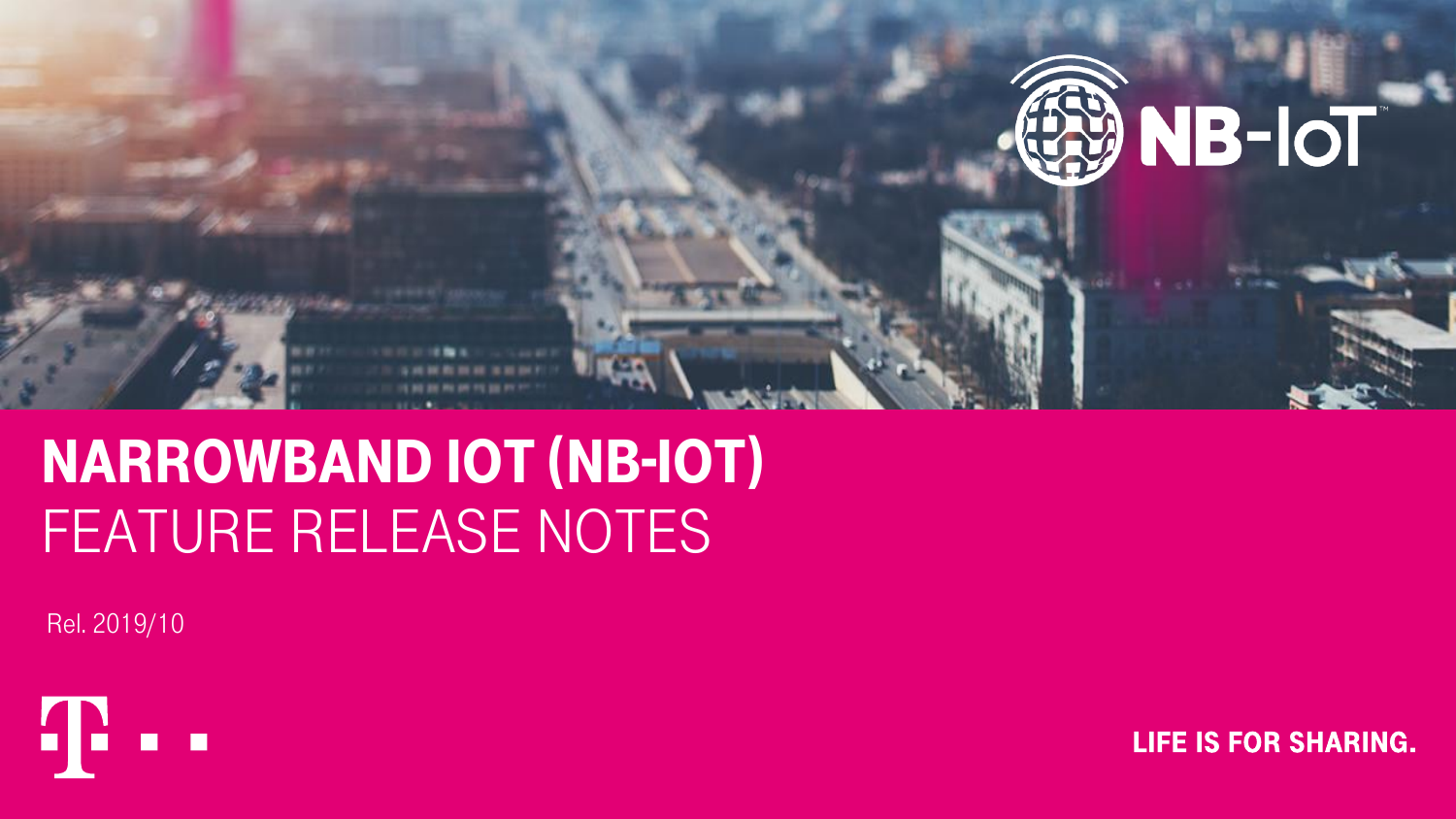# NARROWBAND IOT (NB-IOT)

## FEATURE RELEASE NOTES

Rel. 2019/10

LIFE IS FOR SHARING.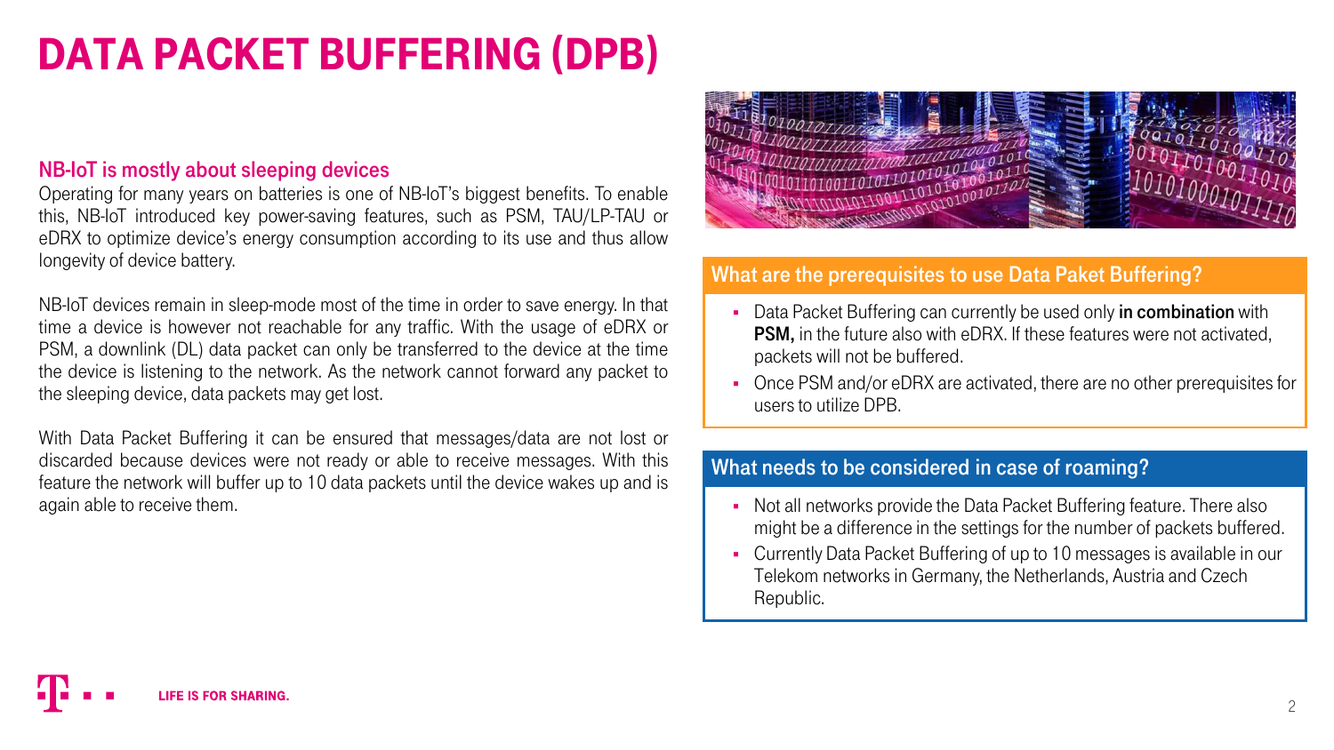# DATA PACKET BUFFERING (DPB)

## NB-IoT is mostly about sleeping devices

Operating for many years on batteries is one of NB-IoT's biggest benefits. To enable this, NB-IoT introduced key power-saving features, such as PSM, TAU/LP-TAU or eDRX to optimize device's energy consumption according to its use and thus allow longevity of device battery.

NB-IoT devices remain in sleep-mode most of the time in order to save energy. In that time a device is however not reachable for any traffic. With the usage of eDRX or PSM, a downlink (DL) data packet can only be transferred to the device at the time the device is listening to the network. As the network cannot forward any packet to the sleeping device, data packets may get lost.

With Data Packet Buffering it can be ensured that messages/data are not lost or discarded because devices were not ready or able to receive messages. With this feature the network will buffer up to 10 data packets until the device wakes up and is again able to receive them.

## What are the prerequisites to use Data Paket Buffering?

- Data Packet Buffering can currently be used only **in combination** with **PSM,** in the future also with eDRX. If these features were not activated, packets will not be buffered.
- Once PSM and/or eDRX are activated, there are no other prerequisites for users to utilize DPB.

## What needs to be considered in case of roaming?

- Not all networks provide the Data Packet Buffering feature. There also might be a difference in the settings for the number of packets buffered.
- Currently Data Packet Buffering of up to 10 messages is available in our Telekom networks in Germany, the Netherlands, Austria and Czech Republic.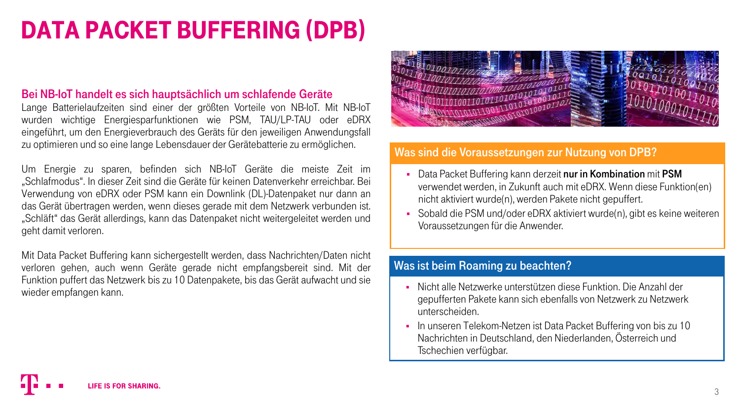# DATA PACKET BUFFERING (DPB)

## Bei NB-IoT handelt es sich hauptsächlich um schlafende Geräte

Lange Batterielaufzeiten sind einer der größten Vorteile von NB-IoT. Mit NB-IoT wurden wichtige Energiesparfunktionen wie PSM, TAU/LP-TAU oder eDRX eingeführt, um den Energieverbrauch des Geräts für den jeweiligen Anwendungsfall zu optimieren und so eine lange Lebensdauer der Gerätebatterie zu ermöglichen.

Um Energie zu sparen, befinden sich NB-IoT Geräte die meiste Zeit im „Schlafmodus". In dieser Zeit sind die Geräte für keinen Datenverkehr erreichbar. Bei Verwendung von eDRX oder PSM kann ein Downlink (DL)-Datenpaket nur dann an das Gerät übertragen werden, wenn dieses gerade mit dem Netzwerk verbunden ist. „Schläft" das Gerät allerdings, kann das Datenpaket nicht weitergeleitet werden und geht damit verloren.

Mit Data Packet Buffering kann sichergestellt werden, dass Nachrichten/Daten nicht verloren gehen, auch wenn Geräte gerade nicht empfangsbereit sind. Mit der Funktion puffert das Netzwerk bis zu 10 Datenpakete, bis das Gerät aufwacht und sie wieder empfangen kann.

## Was sind die Voraussetzungen zur Nutzung von DPB?

- Data Packet Buffering kann derzeit **nur in Kombination** mit **PSM** verwendet werden, in Zukunft auch mit eDRX. Wenn diese Funktion(en) nicht aktiviert wurde(n), werden Pakete nicht gepuffert.
- Sobald die PSM und/oder eDRX aktiviert wurde(n), gibt es keine weiteren Voraussetzungen für die Anwender.

## Was ist beim Roaming zu beachten?

- Nicht alle Netzwerke unterstützen diese Funktion. Die Anzahl der gepufferten Pakete kann sich ebenfalls von Netzwerk zu Netzwerk unterscheiden.
- In unseren Telekom-Netzen ist Data Packet Buffering von bis zu 10 Nachrichten in Deutschland, den Niederlanden, Österreich und Tschechien verfügbar.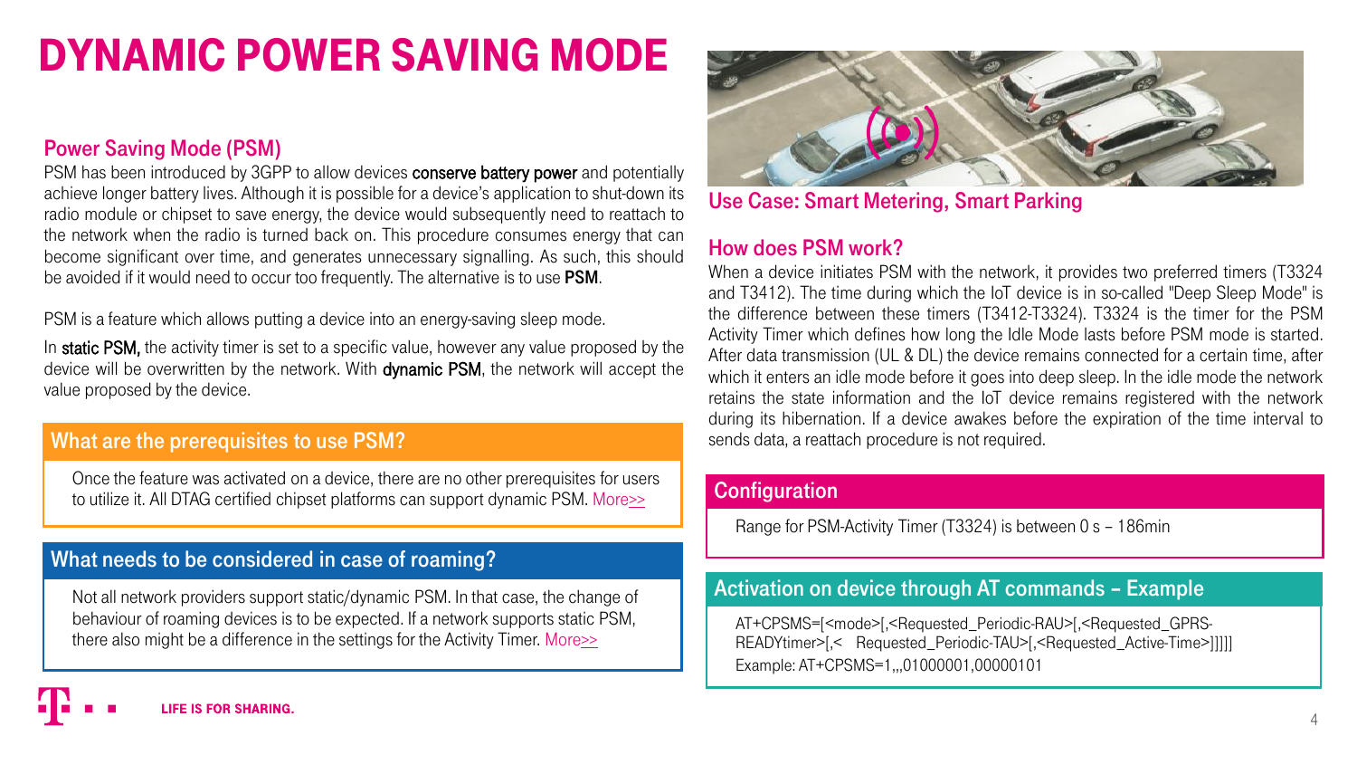# DYNAMIC POWER SAVING MODE

## Power Saving Mode (PSM)

PSM has been introduced by 3GPP to allow devices **conserve battery power** and potentially achieve longer battery lives. Although it is possible for a device's application to shut-down its radio module or chipset to save energy, the device would subsequently need to reattach to the network when the radio is turned back on. This procedure consumes energy that can become significant over time, and generates unnecessary signalling. As such, this should be avoided if it would need to occur too frequently. The alternative is to use **PSM**.

PSM is a feature which allows putting a device into an energy-saving sleep mode.

In **static PSM,** the activity timer is set to a specific value, however any value proposed by the device will be overwritten by the network. With **dynamic PSM**, the network will accept the value proposed by the device.

### What are the prerequisites to use PSM?

Once the feature was activated on a device, there are no other prerequisites for users to utilize it. All DTAG certified chipset platforms can support dynamic PSM. More>>

### What needs to be considered in case of roaming?

Not all network providers support static/dynamic PSM. In that case, the change of behaviour of roaming devices is to be expected. If a network supports static PSM, there also might be a difference in the settings for the Activity Timer. More>>

**Use Case: Smart Metering, Smart Parking**

## How does PSM work?

When a device initiates PSM with the network, it provides two preferred timers (T3324 and T3412). The time during which the IoT device is in so-called "Deep Sleep Mode" is the difference between these timers (T3412-T3324). T3324 is the timer for the PSM Activity Timer which defines how long the Idle Mode lasts before PSM mode is started. After data transmission (UL & DL) the device remains connected for a certain time, after which it enters an idle mode before it goes into deep sleep. In the idle mode the network retains the state information and the IoT device remains registered with the network during its hibernation. If a device awakes before the expiration of the time interval to sends data, a reattach procedure is not required.

### Configuration

Range for PSM-Activity Timer (T3324) is between 0 s – 186min

### Activation on device through AT commands – Example

AT+CPSMS=[<mode>[,<Requested_Periodic-RAU>[,<Requested_GPRS-READYtimer>[,< Requested_Periodic-TAU>[,<Requested_Active-Time>]]]]]

Example: AT+CPSMS=1,,,01000001,00000101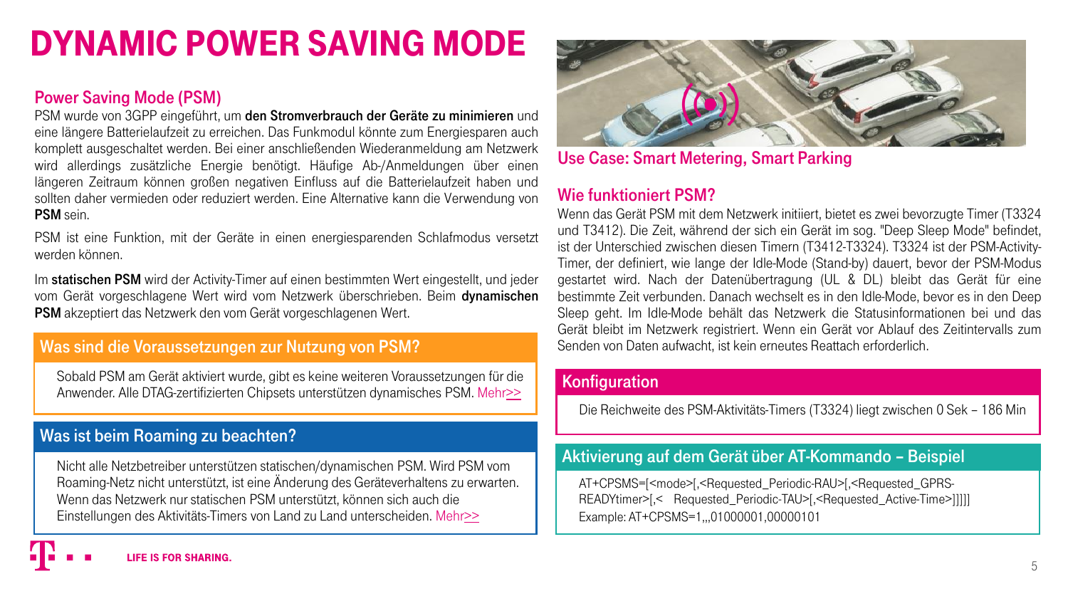# DYNAMIC POWER SAVING MODE

## Power Saving Mode (PSM)

PSM wurde von 3GPP eingeführt, um **den Stromverbrauch der Geräte zu minimieren** und eine längere Batterielaufzeit zu erreichen. Das Funkmodul könnte zum Energiesparen auch komplett ausgeschaltet werden. Bei einer anschließenden Wiederanmeldung am Netzwerk wird allerdings zusätzliche Energie benötigt. Häufige Ab-/Anmeldungen über einen längeren Zeitraum können großen negativen Einfluss auf die Batterielaufzeit haben und sollten daher vermieden oder reduziert werden. Eine Alternative kann die Verwendung von **PSM** sein.

PSM ist eine Funktion, mit der Geräte in einen energiesparenden Schlafmodus versetzt werden können.

Im **statischen PSM** wird der Activity-Timer auf einen bestimmten Wert eingestellt, und jeder vom Gerät vorgeschlagene Wert wird vom Netzwerk überschrieben. Beim **dynamischen PSM** akzeptiert das Netzwerk den vom Gerät vorgeschlagenen Wert.

### Was sind die Voraussetzungen zur Nutzung von PSM?

Sobald PSM am Gerät aktiviert wurde, gibt es keine weiteren Voraussetzungen für die Anwender. Alle DTAG-zertifizierten Chipsets unterstützen dynamisches PSM. Mehr>>

### Was ist beim Roaming zu beachten?

Nicht alle Netzbetreiber unterstützen statischen/dynamischen PSM. Wird PSM vom Roaming-Netz nicht unterstützt, ist eine Änderung des Geräteverhaltens zu erwarten. Wenn das Netzwerk nur statischen PSM unterstützt, können sich auch die Einstellungen des Aktivitäts-Timers von Land zu Land unterscheiden. Mehr>>

## Use Case: Smart Metering, Smart Parking

## Wie funktioniert PSM?

Wenn das Gerät PSM mit dem Netzwerk initiiert, bietet es zwei bevorzugte Timer (T3324 und T3412). Die Zeit, während der sich ein Gerät im sog. "Deep Sleep Mode" befindet, ist der Unterschied zwischen diesen Timern (T3412-T3324). T3324 ist der PSM-Activity-Timer, der definiert, wie lange der Idle-Mode (Stand-by) dauert, bevor der PSM-Modus gestartet wird. Nach der Datenübertragung (UL & DL) bleibt das Gerät für eine bestimmte Zeit verbunden. Danach wechselt es in den Idle-Mode, bevor es in den Deep Sleep geht. Im Idle-Mode behält das Netzwerk die Statusinformationen bei und das Gerät bleibt im Netzwerk registriert. Wenn ein Gerät vor Ablauf des Zeitintervalls zum Senden von Daten aufwacht, ist kein erneutes Reattach erforderlich.

### Konfiguration

Die Reichweite des PSM-Aktivitäts-Timers (T3324) liegt zwischen 0 Sek – 186 Min

### Aktivierung auf dem Gerät über AT-Kommando – Beispiel

```
AT+CPSMS=[<mode>[,<Requested_Periodic-RAU>[,<Requested_GPRS-READYtimer>[,< Requested_Periodic-TAU>[,<Requested_Active-Time>]]]]]
Example: AT+CPSMS=1,,,01000001,00000101
```

LIFE IS FOR SHARING.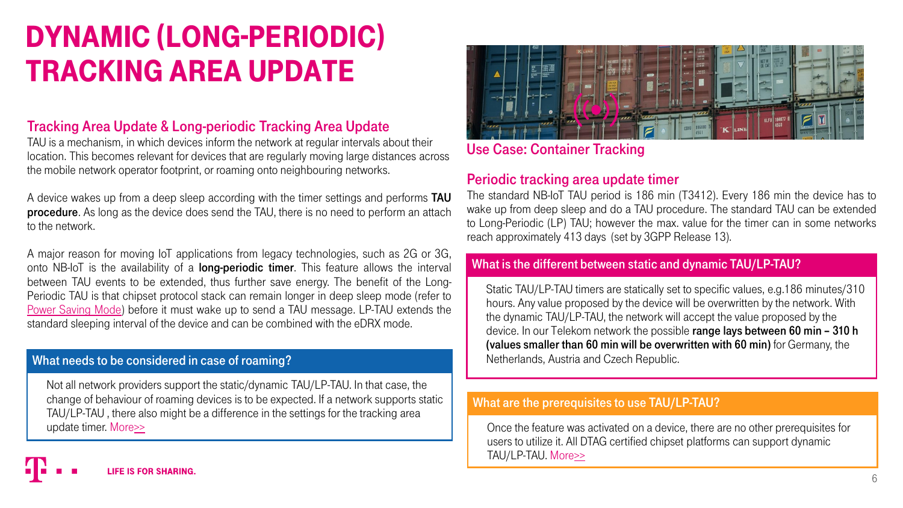# DYNAMIC (LONG-PERIODIC) TRACKING AREA UPDATE

## Tracking Area Update & Long-periodic Tracking Area Update

TAU is a mechanism, in which devices inform the network at regular intervals about their location. This becomes relevant for devices that are regularly moving large distances across the mobile network operator footprint, or roaming onto neighbouring networks.

A device wakes up from a deep sleep according with the timer settings and performs **TAU procedure**. As long as the device does send the TAU, there is no need to perform an attach to the network.

A major reason for moving IoT applications from legacy technologies, such as 2G or 3G, onto NB-IoT is the availability of a **long-periodic timer**. This feature allows the interval between TAU events to be extended, thus further save energy. The benefit of the Long-Periodic TAU is that chipset protocol stack can remain longer in deep sleep mode (refer to Power Saving Mode) before it must wake up to send a TAU message. LP-TAU extends the standard sleeping interval of the device and can be combined with the eDRX mode.

### What needs to be considered in case of roaming?

Not all network providers support the static/dynamic TAU/LP-TAU. In that case, the change of behaviour of roaming devices is to be expected. If a network supports static TAU/LP-TAU , there also might be a difference in the settings for the tracking area update timer. More>>

## Use Case: Container Tracking

## Periodic tracking area update timer

The standard NB-IoT TAU period is 186 min (T3412). Every 186 min the device has to wake up from deep sleep and do a TAU procedure. The standard TAU can be extended to Long-Periodic (LP) TAU; however the max. value for the timer can in some networks reach approximately 413 days (set by 3GPP Release 13).

### What is the different between static and dynamic TAU/LP-TAU?

Static TAU/LP-TAU timers are statically set to specific values, e.g.186 minutes/310 hours. Any value proposed by the device will be overwritten by the network. With the dynamic TAU/LP-TAU, the network will accept the value proposed by the device. In our Telekom network the possible **range lays between 60 min – 310 h (values smaller than 60 min will be overwritten with 60 min)** for Germany, the Netherlands, Austria and Czech Republic.

### What are the prerequisites to use TAU/LP-TAU?

Once the feature was activated on a device, there are no other prerequisites for users to utilize it. All DTAG certified chipset platforms can support dynamic TAU/LP-TAU. More>>

LIFE IS FOR SHARING.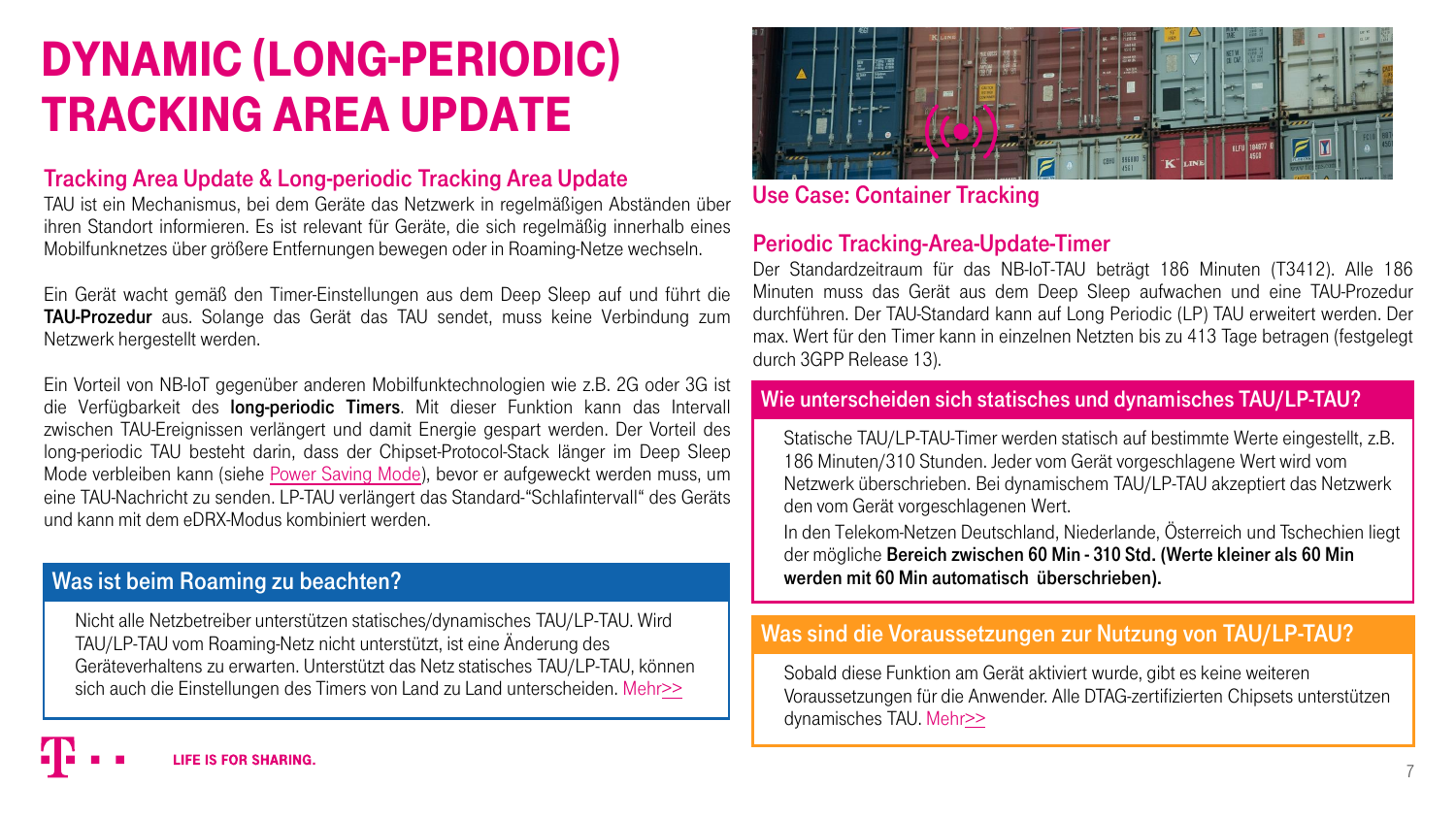# DYNAMIC (LONG-PERIODIC) TRACKING AREA UPDATE

## Tracking Area Update & Long-periodic Tracking Area Update

TAU ist ein Mechanismus, bei dem Geräte das Netzwerk in regelmäßigen Abständen über ihren Standort informieren. Es ist relevant für Geräte, die sich regelmäßig innerhalb eines Mobilfunknetzes über größere Entfernungen bewegen oder in Roaming-Netze wechseln.

Ein Gerät wacht gemäß den Timer-Einstellungen aus dem Deep Sleep auf und führt die **TAU-Prozedur** aus. Solange das Gerät das TAU sendet, muss keine Verbindung zum Netzwerk hergestellt werden.

Ein Vorteil von NB-IoT gegenüber anderen Mobilfunktechnologien wie z.B. 2G oder 3G ist die Verfügbarkeit des **long-periodic Timers**. Mit dieser Funktion kann das Intervall zwischen TAU-Ereignissen verlängert und damit Energie gespart werden. Der Vorteil des long-periodic TAU besteht darin, dass der Chipset-Protocol-Stack länger im Deep Sleep Mode verbleiben kann (siehe Power Saving Mode), bevor er aufgeweckt werden muss, um eine TAU-Nachricht zu senden. LP-TAU verlängert das Standard-“Schlafintervall“ des Geräts und kann mit dem eDRX-Modus kombiniert werden.

### Was ist beim Roaming zu beachten?

Nicht alle Netzbetreiber unterstützen statisches/dynamisches TAU/LP-TAU. Wird TAU/LP-TAU vom Roaming-Netz nicht unterstützt, ist eine Änderung des Geräteverhaltens zu erwarten. Unterstützt das Netz statisches TAU/LP-TAU, können sich auch die Einstellungen des Timers von Land zu Land unterscheiden. Mehr>>

## Use Case: Container Tracking

## Periodic Tracking-Area-Update-Timer

Der Standardzeitraum für das NB-IoT-TAU beträgt 186 Minuten (T3412). Alle 186 Minuten muss das Gerät aus dem Deep Sleep aufwachen und eine TAU-Prozedur durchführen. Der TAU-Standard kann auf Long Periodic (LP) TAU erweitert werden. Der max. Wert für den Timer kann in einzelnen Netzten bis zu 413 Tage betragen (festgelegt durch 3GPP Release 13).

### Wie unterscheiden sich statisches und dynamisches TAU/LP-TAU?

Statische TAU/LP-TAU-Timer werden statisch auf bestimmte Werte eingestellt, z.B. 186 Minuten/310 Stunden. Jeder vom Gerät vorgeschlagene Wert wird vom Netzwerk überschrieben. Bei dynamischem TAU/LP-TAU akzeptiert das Netzwerk den vom Gerät vorgeschlagenen Wert.

In den Telekom-Netzen Deutschland, Niederlande, Österreich und Tschechien liegt der mögliche **Bereich zwischen 60 Min - 310 Std. (Werte kleiner als 60 Min werden mit 60 Min automatisch überschrieben).**

### Was sind die Voraussetzungen zur Nutzung von TAU/LP-TAU?

Sobald diese Funktion am Gerät aktiviert wurde, gibt es keine weiteren Voraussetzungen für die Anwender. Alle DTAG-zertifizierten Chipsets unterstützen dynamisches TAU. Mehr>>

LIFE IS FOR SHARING.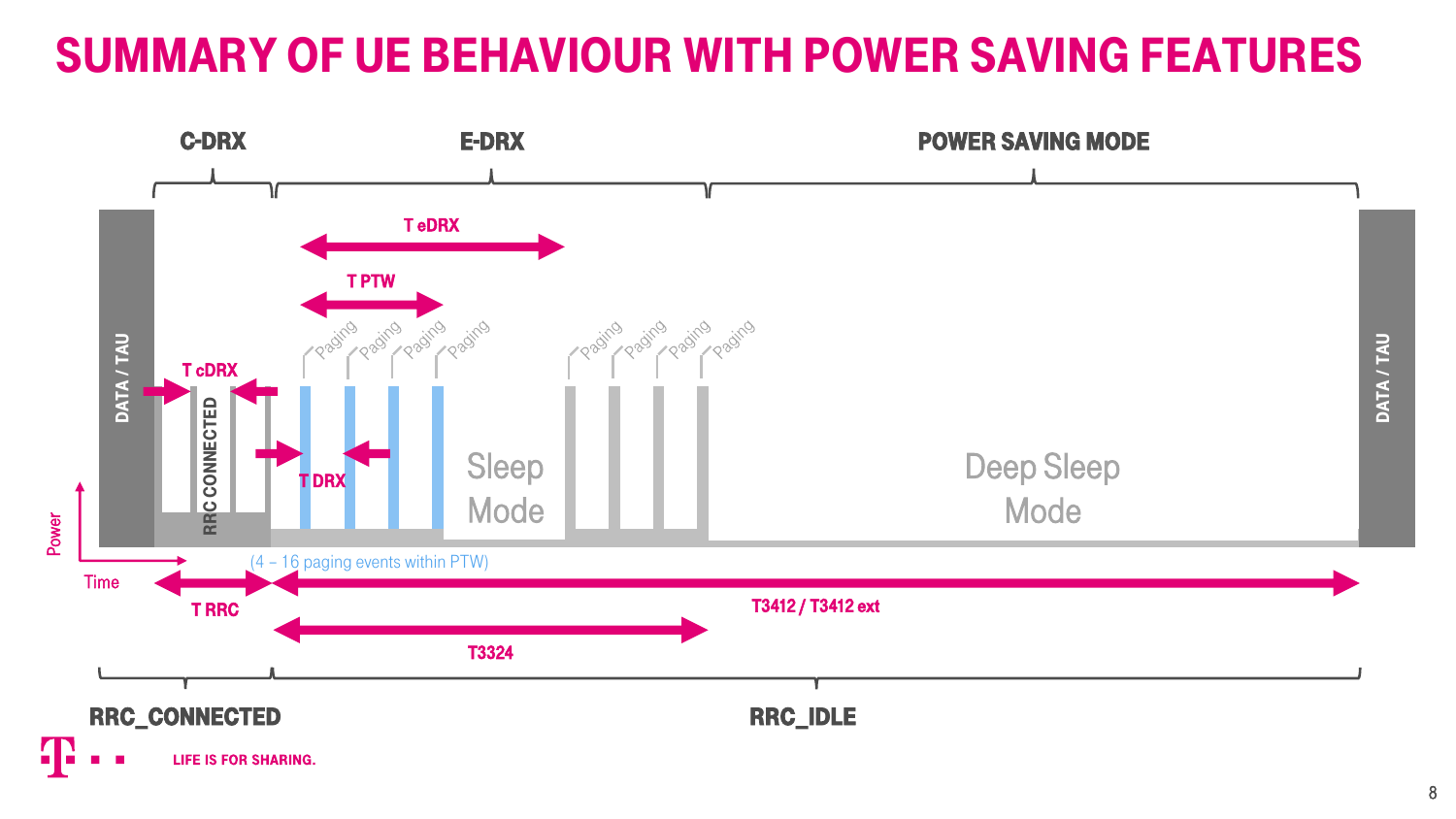# SUMMARY OF UE BEHAVIOUR WITH POWER SAVING FEATURES

C-DRX

E-DRX

POWER SAVING MODE

DATA / TAU

T eDRX

T PTW

Paging Paging Paging Paging

Paging Paging Paging Paging

T cDRX

RRC CONNECTED

T DRX

Sleep Mode

Deep Sleep Mode

DATA / TAU

Power

Time

(4 – 16 paging events within PTW)

T RRC

T3412 / T3412 ext

T3324

RRC_CONNECTED

RRC_IDLE

LIFE IS FOR SHARING.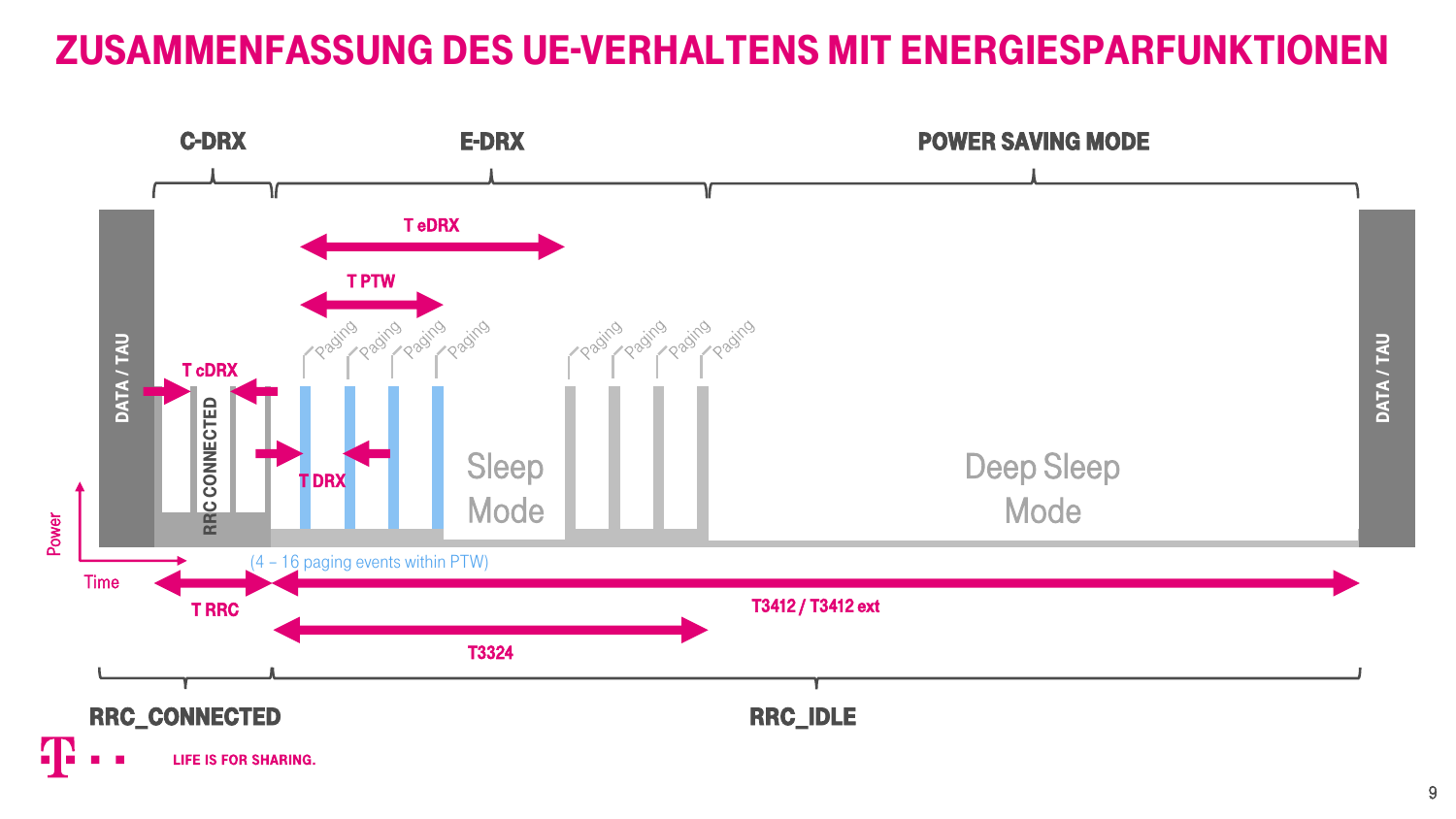# ZUSAMMENFASSUNG DES UE-VERHALTENS MIT ENERGIESPARFUNKTIONEN

C-DRX

E-DRX

POWER SAVING MODE

T eDRX

T PTW

Paging Paging Paging Paging Paging Paging Paging Paging

DATA / TAU

T cDRX

RRC CONNECTED

T DRX

Sleep Mode

Deep Sleep Mode

DATA / TAU

Power

Time

(4 – 16 paging events within PTW)

T RRC

T3412 / T3412 ext

T3324

RRC_CONNECTED

RRC_IDLE

LIFE IS FOR SHARING.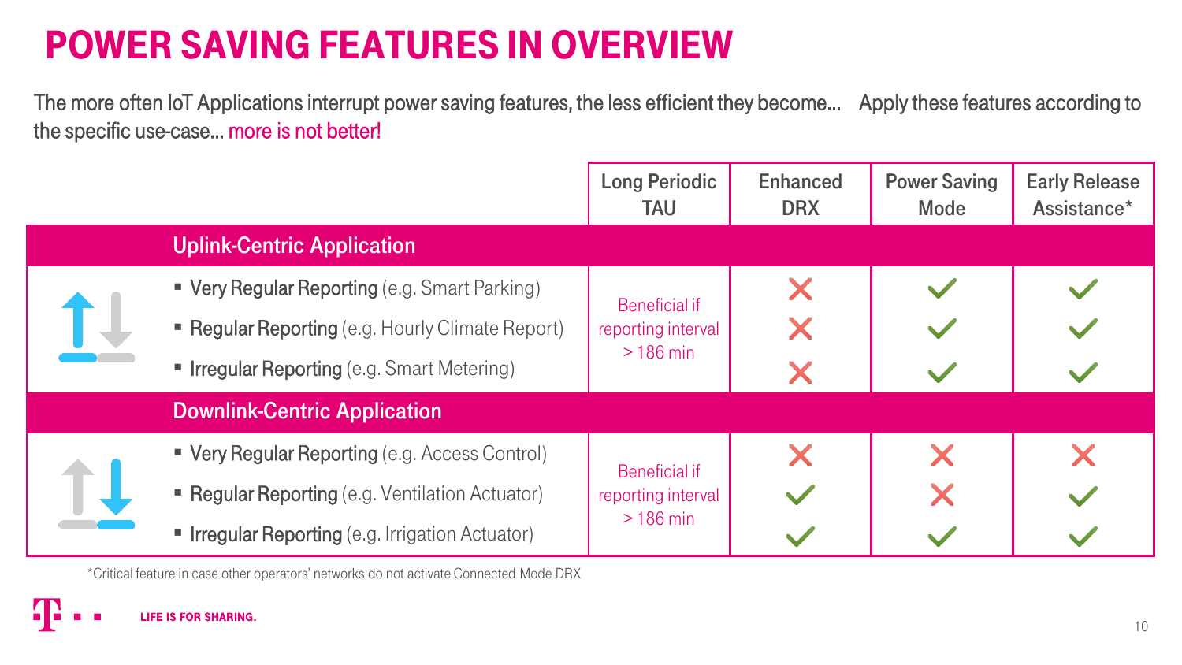# POWER SAVING FEATURES IN OVERVIEW

The more often IoT Applications interrupt power saving features, the less efficient they become... Apply these features according to the specific use-case... more is not better!

| | Long Periodic TAU | Enhanced DRX | Power Saving Mode | Early Release Assistance* |
|---|---|---|---|---|
| **Uplink-Centric Application** | | | | |
| ▪ **Very Regular Reporting** (e.g. Smart Parking) | Beneficial if reporting interval > 186 min | ✗ | ✓ | ✓ |
| ▪ **Regular Reporting** (e.g. Hourly Climate Report) | | ✗ | ✓ | ✓ |
| ▪ **Irregular Reporting** (e.g. Smart Metering) | | ✗ | ✓ | ✓ |
| **Downlink-Centric Application** | | | | |
| ▪ **Very Regular Reporting** (e.g. Access Control) | Beneficial if reporting interval > 186 min | ✗ | ✗ | ✗ |
| ▪ **Regular Reporting** (e.g. Ventilation Actuator) | | ✓ | ✗ | ✓ |
| ▪ **Irregular Reporting** (e.g. Irrigation Actuator) | | ✓ | ✓ | ✓ |

*Critical feature in case other operators' networks do not activate Connected Mode DRX

LIFE IS FOR SHARING.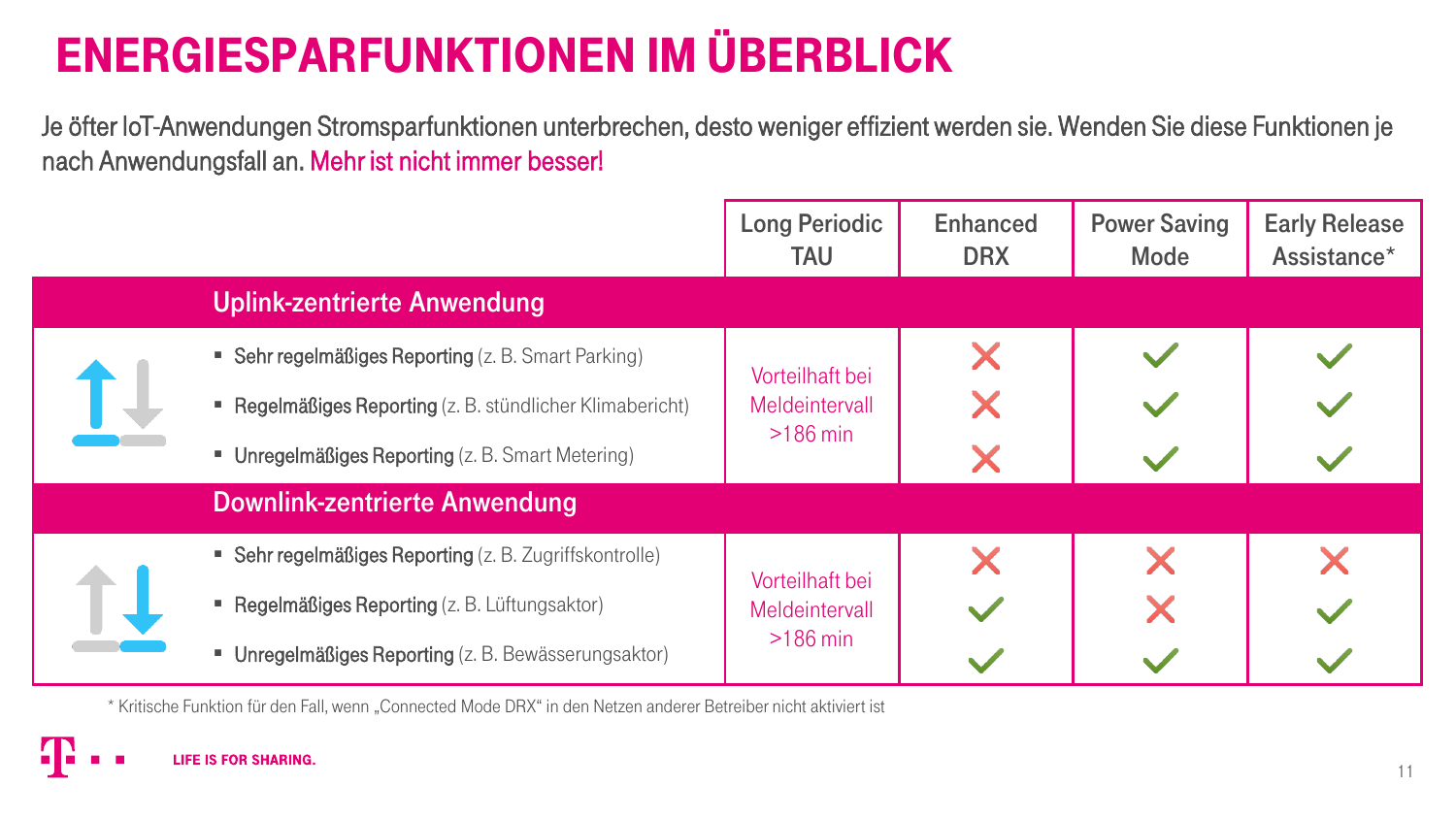# ENERGIESPARFUNKTIONEN IM ÜBERBLICK

Je öfter IoT-Anwendungen Stromsparfunktionen unterbrechen, desto weniger effizient werden sie. Wenden Sie diese Funktionen je nach Anwendungsfall an. Mehr ist nicht immer besser!

| | Long Periodic TAU | Enhanced DRX | Power Saving Mode | Early Release Assistance* |
|---|---|---|---|---|
| **Uplink-zentrierte Anwendung** | | | | |
| **Sehr regelmäßiges Reporting** (z. B. Smart Parking) | Vorteilhaft bei Meldeintervall >186 min | ✗ | ✓ | ✓ |
| **Regelmäßiges Reporting** (z. B. stündlicher Klimabericht) | | ✗ | ✓ | ✓ |
| **Unregelmäßiges Reporting** (z. B. Smart Metering) | | ✗ | ✓ | ✓ |
| **Downlink-zentrierte Anwendung** | | | | |
| **Sehr regelmäßiges Reporting** (z. B. Zugriffskontrolle) | Vorteilhaft bei Meldeintervall >186 min | ✗ | ✗ | ✗ |
| **Regelmäßiges Reporting** (z. B. Lüftungsaktor) | | ✓ | ✗ | ✓ |
| **Unregelmäßiges Reporting** (z. B. Bewässerungsaktor) | | ✓ | ✓ | ✓ |

\* Kritische Funktion für den Fall, wenn „Connected Mode DRX" in den Netzen anderer Betreiber nicht aktiviert ist

LIFE IS FOR SHARING.